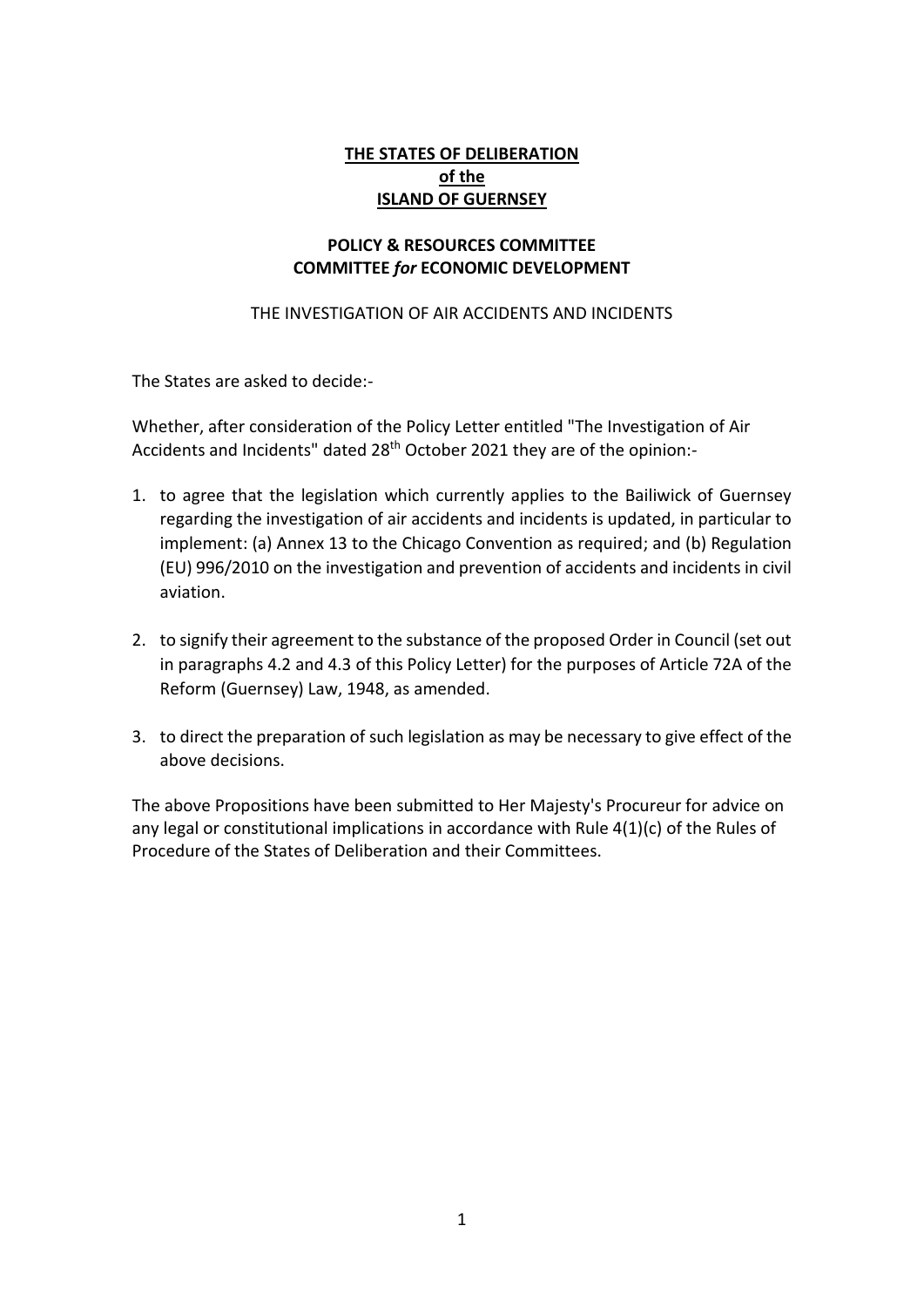# THE STATES OF DELIBERATION
# of the
# ISLAND OF GUERNSEY

## POLICY & RESOURCES COMMITTEE
## COMMITTEE *for* ECONOMIC DEVELOPMENT

THE INVESTIGATION OF AIR ACCIDENTS AND INCIDENTS

The States are asked to decide:-

Whether, after consideration of the Policy Letter entitled "The Investigation of Air Accidents and Incidents" dated 28th October 2021 they are of the opinion:-

1. to agree that the legislation which currently applies to the Bailiwick of Guernsey regarding the investigation of air accidents and incidents is updated, in particular to implement: (a) Annex 13 to the Chicago Convention as required; and (b) Regulation (EU) 996/2010 on the investigation and prevention of accidents and incidents in civil aviation.

2. to signify their agreement to the substance of the proposed Order in Council (set out in paragraphs 4.2 and 4.3 of this Policy Letter) for the purposes of Article 72A of the Reform (Guernsey) Law, 1948, as amended.

3. to direct the preparation of such legislation as may be necessary to give effect of the above decisions.

The above Propositions have been submitted to Her Majesty's Procureur for advice on any legal or constitutional implications in accordance with Rule 4(1)(c) of the Rules of Procedure of the States of Deliberation and their Committees.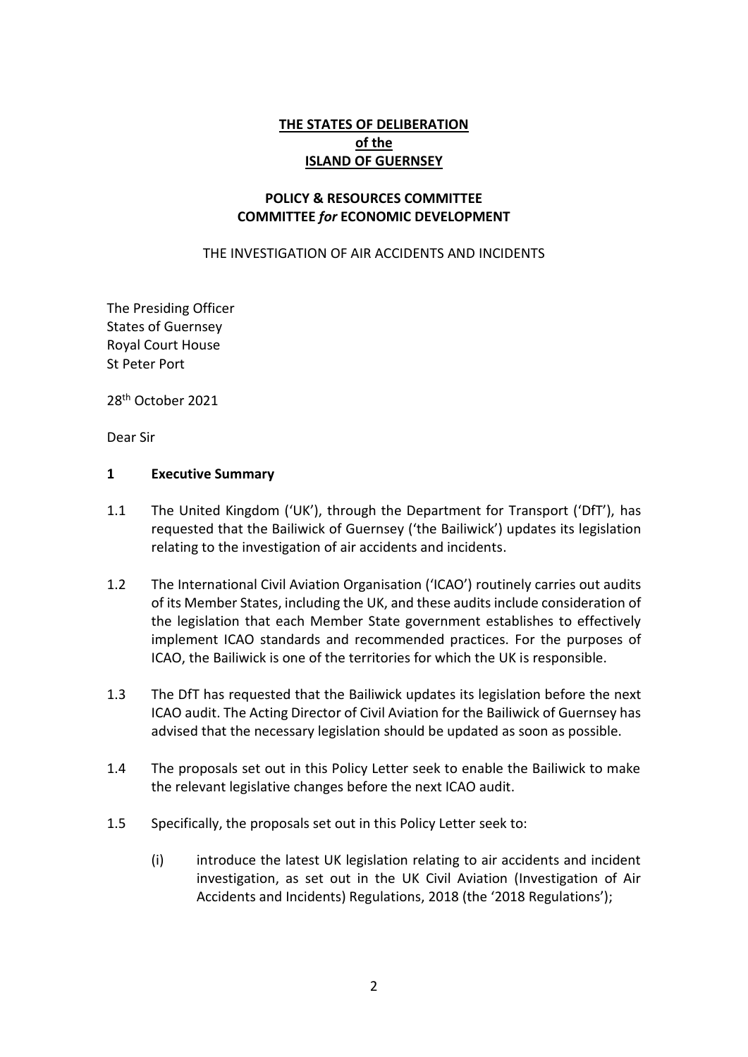**THE STATES OF DELIBERATION**
**of the**
**ISLAND OF GUERNSEY**

**POLICY & RESOURCES COMMITTEE**
**COMMITTEE *for* ECONOMIC DEVELOPMENT**

THE INVESTIGATION OF AIR ACCIDENTS AND INCIDENTS

The Presiding Officer
States of Guernsey
Royal Court House
St Peter Port

28th October 2021

Dear Sir

## 1 Executive Summary

1.1 The United Kingdom ('UK'), through the Department for Transport ('DfT'), has requested that the Bailiwick of Guernsey ('the Bailiwick') updates its legislation relating to the investigation of air accidents and incidents.

1.2 The International Civil Aviation Organisation ('ICAO') routinely carries out audits of its Member States, including the UK, and these audits include consideration of the legislation that each Member State government establishes to effectively implement ICAO standards and recommended practices. For the purposes of ICAO, the Bailiwick is one of the territories for which the UK is responsible.

1.3 The DfT has requested that the Bailiwick updates its legislation before the next ICAO audit. The Acting Director of Civil Aviation for the Bailiwick of Guernsey has advised that the necessary legislation should be updated as soon as possible.

1.4 The proposals set out in this Policy Letter seek to enable the Bailiwick to make the relevant legislative changes before the next ICAO audit.

1.5 Specifically, the proposals set out in this Policy Letter seek to:

(i) introduce the latest UK legislation relating to air accidents and incident investigation, as set out in the UK Civil Aviation (Investigation of Air Accidents and Incidents) Regulations, 2018 (the '2018 Regulations');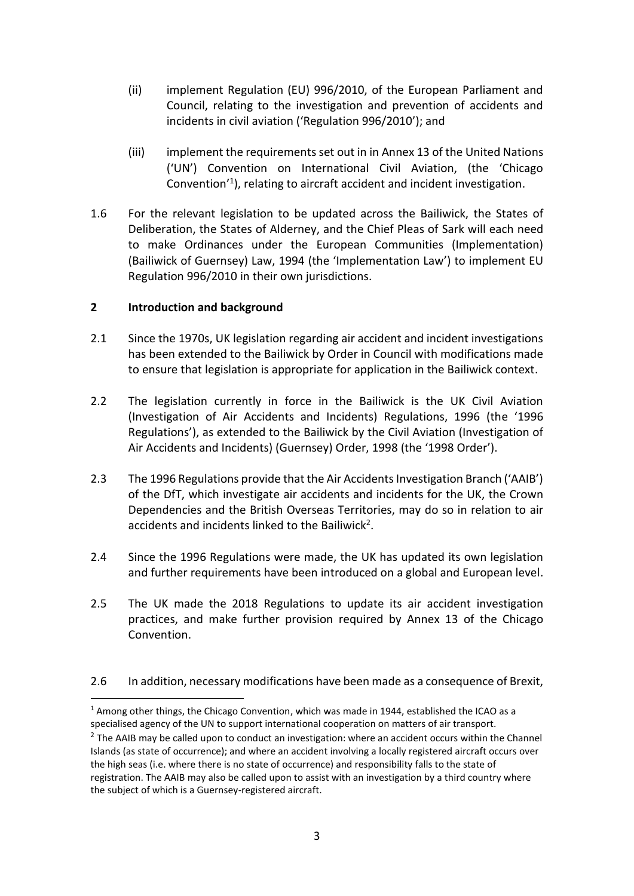(ii) implement Regulation (EU) 996/2010, of the European Parliament and Council, relating to the investigation and prevention of accidents and incidents in civil aviation ('Regulation 996/2010'); and

(iii) implement the requirements set out in in Annex 13 of the United Nations ('UN') Convention on International Civil Aviation, (the 'Chicago Convention'[1]), relating to aircraft accident and incident investigation.

1.6 For the relevant legislation to be updated across the Bailiwick, the States of Deliberation, the States of Alderney, and the Chief Pleas of Sark will each need to make Ordinances under the European Communities (Implementation) (Bailiwick of Guernsey) Law, 1994 (the 'Implementation Law') to implement EU Regulation 996/2010 in their own jurisdictions.

## 2 Introduction and background

2.1 Since the 1970s, UK legislation regarding air accident and incident investigations has been extended to the Bailiwick by Order in Council with modifications made to ensure that legislation is appropriate for application in the Bailiwick context.

2.2 The legislation currently in force in the Bailiwick is the UK Civil Aviation (Investigation of Air Accidents and Incidents) Regulations, 1996 (the '1996 Regulations'), as extended to the Bailiwick by the Civil Aviation (Investigation of Air Accidents and Incidents) (Guernsey) Order, 1998 (the '1998 Order').

2.3 The 1996 Regulations provide that the Air Accidents Investigation Branch ('AAIB') of the DfT, which investigate air accidents and incidents for the UK, the Crown Dependencies and the British Overseas Territories, may do so in relation to air accidents and incidents linked to the Bailiwick[2].

2.4 Since the 1996 Regulations were made, the UK has updated its own legislation and further requirements have been introduced on a global and European level.

2.5 The UK made the 2018 Regulations to update its air accident investigation practices, and make further provision required by Annex 13 of the Chicago Convention.

2.6 In addition, necessary modifications have been made as a consequence of Brexit,

---

[1] Among other things, the Chicago Convention, which was made in 1944, established the ICAO as a specialised agency of the UN to support international cooperation on matters of air transport.

[2] The AAIB may be called upon to conduct an investigation: where an accident occurs within the Channel Islands (as state of occurrence); and where an accident involving a locally registered aircraft occurs over the high seas (i.e. where there is no state of occurrence) and responsibility falls to the state of registration. The AAIB may also be called upon to assist with an investigation by a third country where the subject of which is a Guernsey-registered aircraft.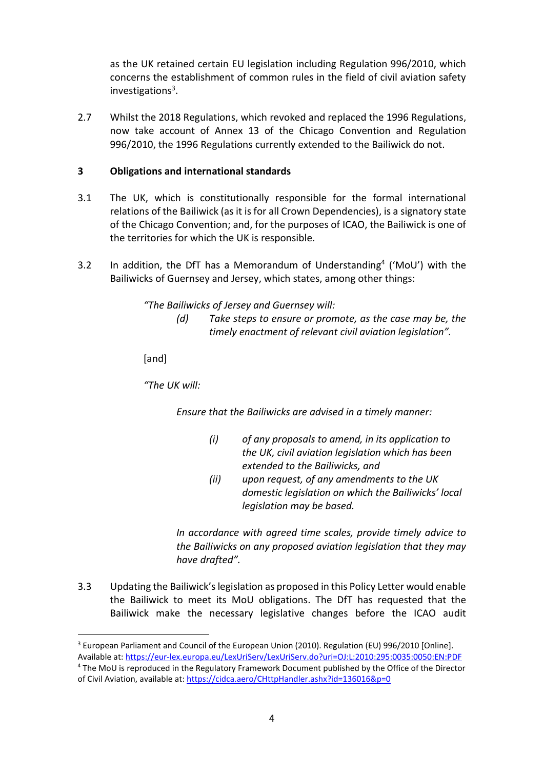as the UK retained certain EU legislation including Regulation 996/2010, which concerns the establishment of common rules in the field of civil aviation safety investigations[3].

2.7 Whilst the 2018 Regulations, which revoked and replaced the 1996 Regulations, now take account of Annex 13 of the Chicago Convention and Regulation 996/2010, the 1996 Regulations currently extended to the Bailiwick do not.

## 3 Obligations and international standards

3.1 The UK, which is constitutionally responsible for the formal international relations of the Bailiwick (as it is for all Crown Dependencies), is a signatory state of the Chicago Convention; and, for the purposes of ICAO, the Bailiwick is one of the territories for which the UK is responsible.

3.2 In addition, the DfT has a Memorandum of Understanding[4] ('MoU') with the Bailiwicks of Guernsey and Jersey, which states, among other things:

> *"The Bailiwicks of Jersey and Guernsey will:*
>
> *(d) Take steps to ensure or promote, as the case may be, the timely enactment of relevant civil aviation legislation".*
>
> [and]
>
> *"The UK will:*
>
> *Ensure that the Bailiwicks are advised in a timely manner:*
>
> *(i) of any proposals to amend, in its application to the UK, civil aviation legislation which has been extended to the Bailiwicks, and*
>
> *(ii) upon request, of any amendments to the UK domestic legislation on which the Bailiwicks' local legislation may be based.*
>
> *In accordance with agreed time scales, provide timely advice to the Bailiwicks on any proposed aviation legislation that they may have drafted".*

3.3 Updating the Bailiwick's legislation as proposed in this Policy Letter would enable the Bailiwick to meet its MoU obligations. The DfT has requested that the Bailiwick make the necessary legislative changes before the ICAO audit

---

[3] European Parliament and Council of the European Union (2010). Regulation (EU) 996/2010 [Online]. Available at: https://eur-lex.europa.eu/LexUriServ/LexUriServ.do?uri=OJ:L:2010:295:0035:0050:EN:PDF

[4] The MoU is reproduced in the Regulatory Framework Document published by the Office of the Director of Civil Aviation, available at: https://cidca.aero/CHttpHandler.ashx?id=136016&p=0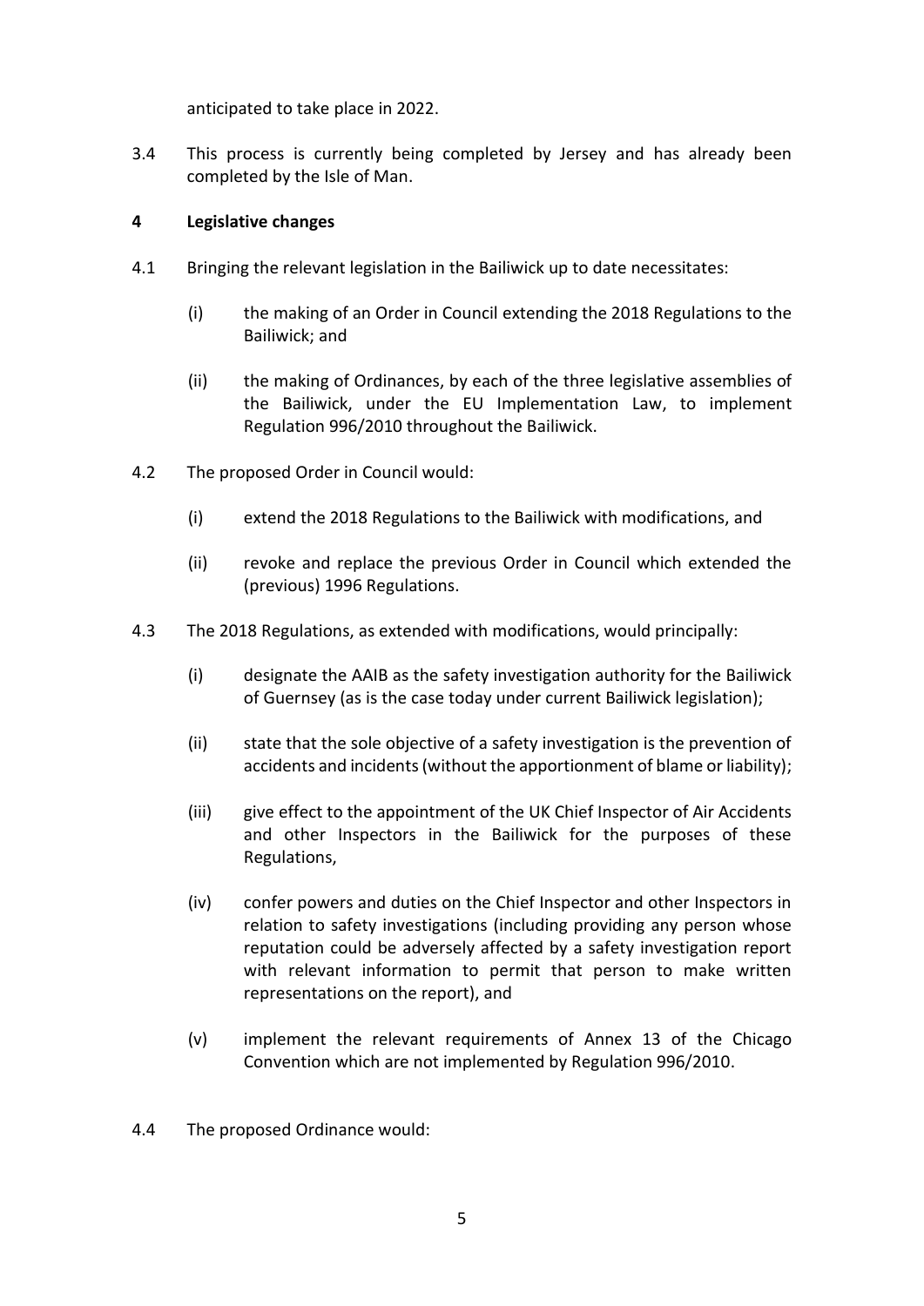anticipated to take place in 2022.

3.4 This process is currently being completed by Jersey and has already been completed by the Isle of Man.

**4 Legislative changes**

4.1 Bringing the relevant legislation in the Bailiwick up to date necessitates:

(i) the making of an Order in Council extending the 2018 Regulations to the Bailiwick; and

(ii) the making of Ordinances, by each of the three legislative assemblies of the Bailiwick, under the EU Implementation Law, to implement Regulation 996/2010 throughout the Bailiwick.

4.2 The proposed Order in Council would:

(i) extend the 2018 Regulations to the Bailiwick with modifications, and

(ii) revoke and replace the previous Order in Council which extended the (previous) 1996 Regulations.

4.3 The 2018 Regulations, as extended with modifications, would principally:

(i) designate the AAIB as the safety investigation authority for the Bailiwick of Guernsey (as is the case today under current Bailiwick legislation);

(ii) state that the sole objective of a safety investigation is the prevention of accidents and incidents (without the apportionment of blame or liability);

(iii) give effect to the appointment of the UK Chief Inspector of Air Accidents and other Inspectors in the Bailiwick for the purposes of these Regulations,

(iv) confer powers and duties on the Chief Inspector and other Inspectors in relation to safety investigations (including providing any person whose reputation could be adversely affected by a safety investigation report with relevant information to permit that person to make written representations on the report), and

(v) implement the relevant requirements of Annex 13 of the Chicago Convention which are not implemented by Regulation 996/2010.

4.4 The proposed Ordinance would: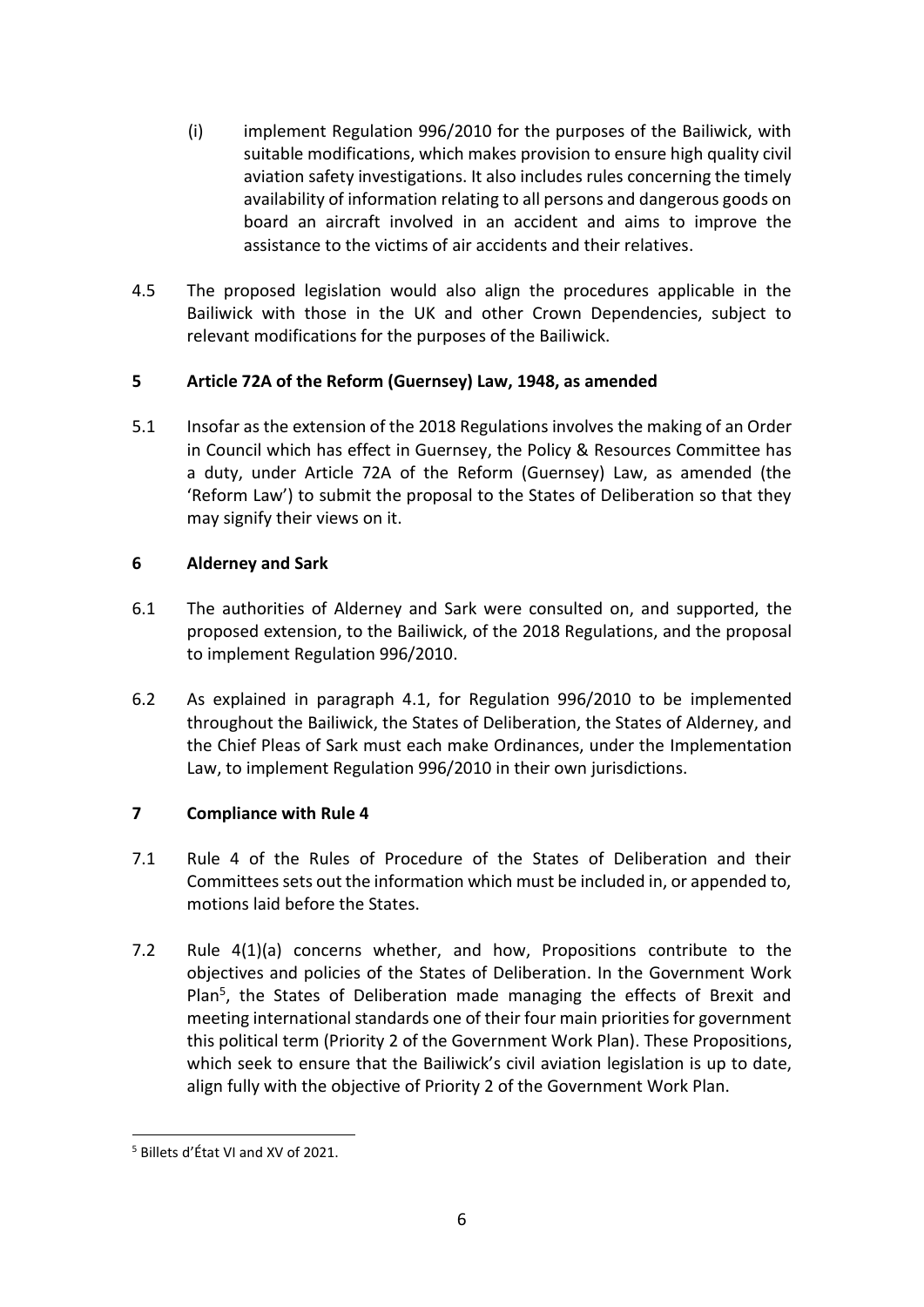(i) implement Regulation 996/2010 for the purposes of the Bailiwick, with suitable modifications, which makes provision to ensure high quality civil aviation safety investigations. It also includes rules concerning the timely availability of information relating to all persons and dangerous goods on board an aircraft involved in an accident and aims to improve the assistance to the victims of air accidents and their relatives.

4.5 The proposed legislation would also align the procedures applicable in the Bailiwick with those in the UK and other Crown Dependencies, subject to relevant modifications for the purposes of the Bailiwick.

## 5 Article 72A of the Reform (Guernsey) Law, 1948, as amended

5.1 Insofar as the extension of the 2018 Regulations involves the making of an Order in Council which has effect in Guernsey, the Policy & Resources Committee has a duty, under Article 72A of the Reform (Guernsey) Law, as amended (the 'Reform Law') to submit the proposal to the States of Deliberation so that they may signify their views on it.

## 6 Alderney and Sark

6.1 The authorities of Alderney and Sark were consulted on, and supported, the proposed extension, to the Bailiwick, of the 2018 Regulations, and the proposal to implement Regulation 996/2010.

6.2 As explained in paragraph 4.1, for Regulation 996/2010 to be implemented throughout the Bailiwick, the States of Deliberation, the States of Alderney, and the Chief Pleas of Sark must each make Ordinances, under the Implementation Law, to implement Regulation 996/2010 in their own jurisdictions.

## 7 Compliance with Rule 4

7.1 Rule 4 of the Rules of Procedure of the States of Deliberation and their Committees sets out the information which must be included in, or appended to, motions laid before the States.

7.2 Rule 4(1)(a) concerns whether, and how, Propositions contribute to the objectives and policies of the States of Deliberation. In the Government Work Plan[5], the States of Deliberation made managing the effects of Brexit and meeting international standards one of their four main priorities for government this political term (Priority 2 of the Government Work Plan). These Propositions, which seek to ensure that the Bailiwick's civil aviation legislation is up to date, align fully with the objective of Priority 2 of the Government Work Plan.

---

[5] Billets d'État VI and XV of 2021.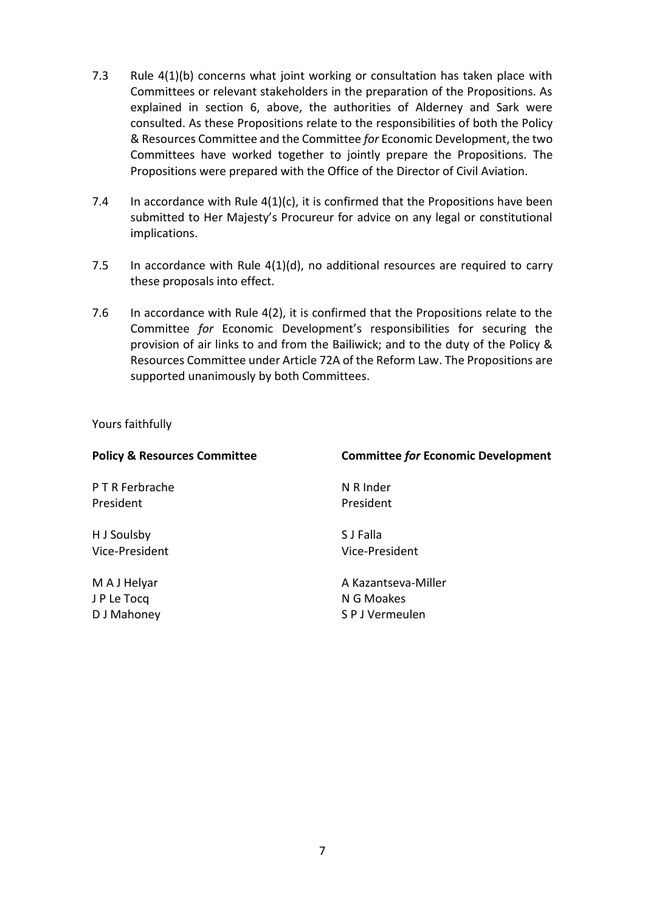7.3 Rule 4(1)(b) concerns what joint working or consultation has taken place with Committees or relevant stakeholders in the preparation of the Propositions. As explained in section 6, above, the authorities of Alderney and Sark were consulted. As these Propositions relate to the responsibilities of both the Policy & Resources Committee and the Committee *for* Economic Development, the two Committees have worked together to jointly prepare the Propositions. The Propositions were prepared with the Office of the Director of Civil Aviation.

7.4 In accordance with Rule 4(1)(c), it is confirmed that the Propositions have been submitted to Her Majesty's Procureur for advice on any legal or constitutional implications.

7.5 In accordance with Rule 4(1)(d), no additional resources are required to carry these proposals into effect.

7.6 In accordance with Rule 4(2), it is confirmed that the Propositions relate to the Committee *for* Economic Development's responsibilities for securing the provision of air links to and from the Bailiwick; and to the duty of the Policy & Resources Committee under Article 72A of the Reform Law. The Propositions are supported unanimously by both Committees.

Yours faithfully

**Policy & Resources Committee**

P T R Ferbrache
President

H J Soulsby
Vice-President

M A J Helyar
J P Le Tocq
D J Mahoney

**Committee *for* Economic Development**

N R Inder
President

S J Falla
Vice-President

A Kazantseva-Miller
N G Moakes
S P J Vermeulen